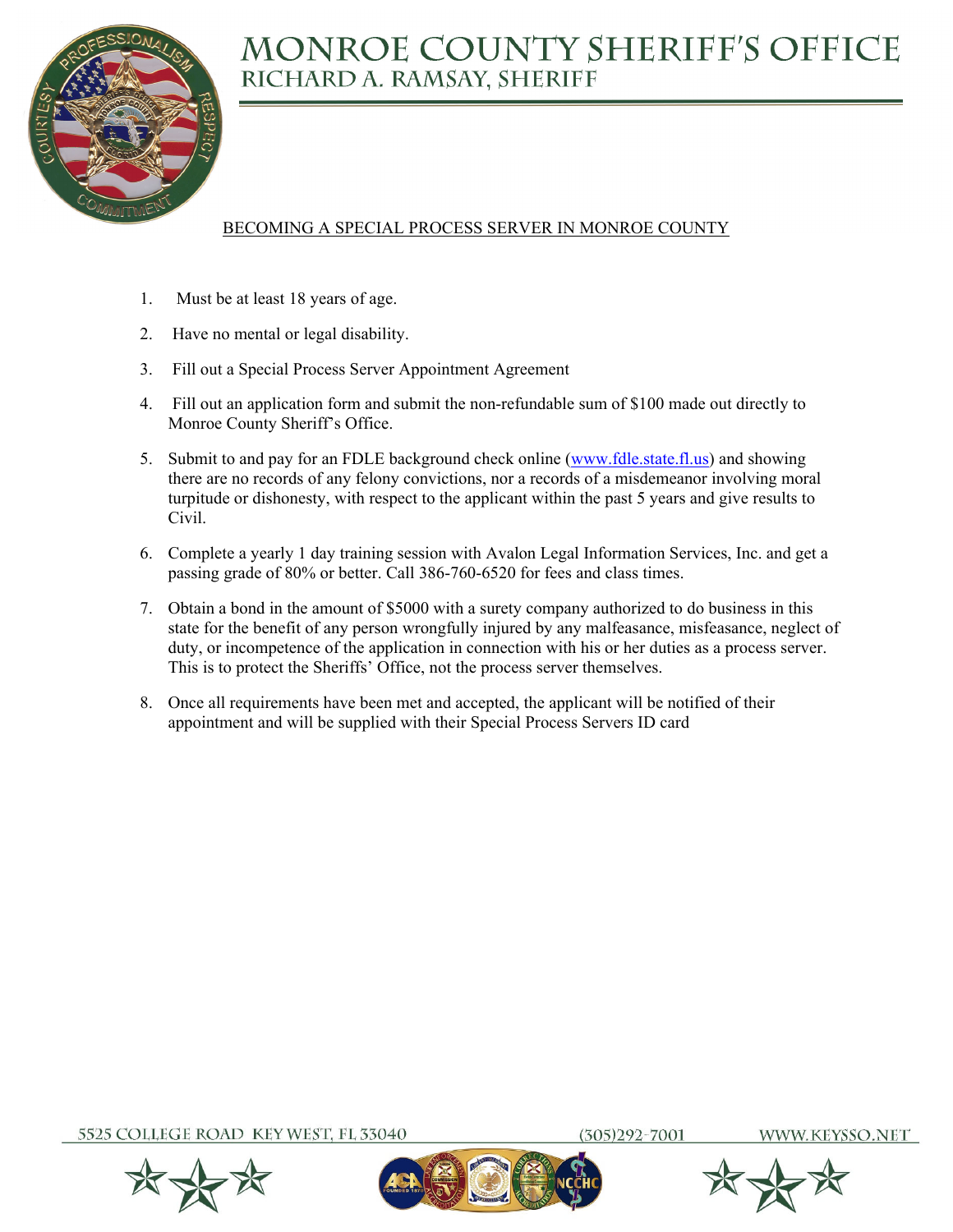# MONROE COUNTY SHERIFF'S OFFICE

## RICHARD A. RAMSAY, SHERIFF

BECOMING A SPECIAL PROCESS SERVER IN MONROE COUNTY

1. Must be at least 18 years of age.

2. Have no mental or legal disability.

3. Fill out a Special Process Server Appointment Agreement

4. Fill out an application form and submit the non-refundable sum of $100 made out directly to Monroe County Sheriff's Office.

5. Submit to and pay for an FDLE background check online (www.fdle.state.fl.us) and showing there are no records of any felony convictions, nor a records of a misdemeanor involving moral turpitude or dishonesty, with respect to the applicant within the past 5 years and give results to Civil.

6. Complete a yearly 1 day training session with Avalon Legal Information Services, Inc. and get a passing grade of 80% or better. Call 386-760-6520 for fees and class times.

7. Obtain a bond in the amount of $5000 with a surety company authorized to do business in this state for the benefit of any person wrongfully injured by any malfeasance, misfeasance, neglect of duty, or incompetence of the application in connection with his or her duties as a process server. This is to protect the Sheriffs' Office, not the process server themselves.

8. Once all requirements have been met and accepted, the applicant will be notified of their appointment and will be supplied with their Special Process Servers ID card

5525 COLLEGE ROAD KEY WEST, FL 33040 (305)292-7001 WWW.KEYSSO.NET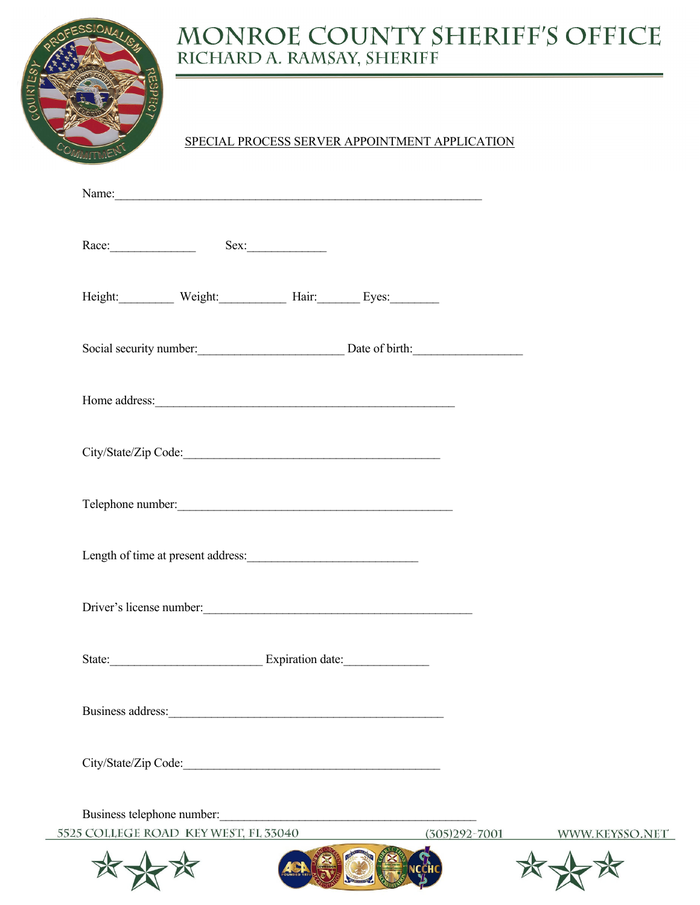# MONROE COUNTY SHERIFF'S OFFICE

## RICHARD A. RAMSAY, SHERIFF

SPECIAL PROCESS SERVER APPOINTMENT APPLICATION

Name:_______________________________________________________________

Race:______________ Sex:_____________

Height:_________ Weight:___________ Hair:_______ Eyes:________

Social security number:________________________ Date of birth:__________________

Home address:__________________________________________________

City/State/Zip Code:___________________________________________

Telephone number:______________________________________________

Length of time at present address:____________________________

Driver's license number:_____________________________________________

State:_________________________ Expiration date:______________

Business address:_____________________________________________

City/State/Zip Code:___________________________________________

Business telephone number:___________________________________________

5525 COLLEGE ROAD KEY WEST, FL 33040 (305)292-7001 WWW.KEYSSO.NET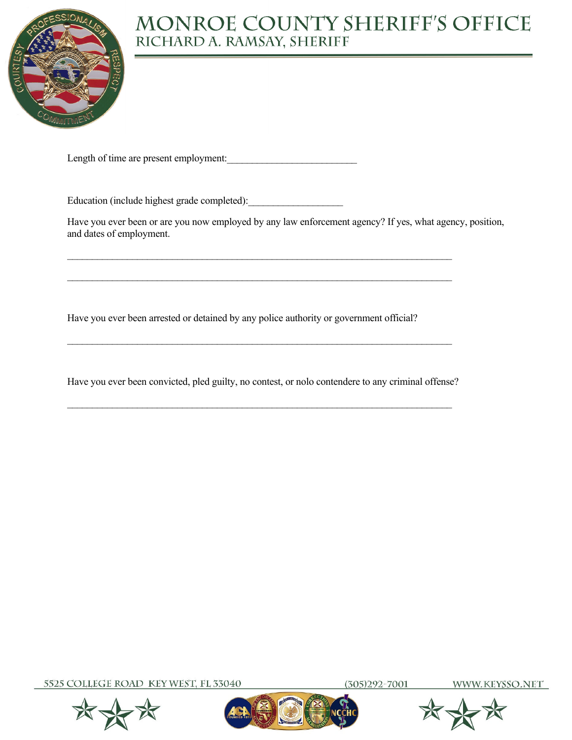# MONROE COUNTY SHERIFF'S OFFICE
## RICHARD A. RAMSAY, SHERIFF

Length of time are present employment:___________________________

Education (include highest grade completed):___________________

Have you ever been or are you now employed by any law enforcement agency? If yes, what agency, position, and dates of employment.

_______________________________________________________________________________

_______________________________________________________________________________

Have you ever been arrested or detained by any police authority or government official?

_______________________________________________________________________________

Have you ever been convicted, pled guilty, no contest, or nolo contendere to any criminal offense?

_______________________________________________________________________________

5525 COLLEGE ROAD KEY WEST, FL 33040 (305)292-7001 WWW.KEYSSO.NET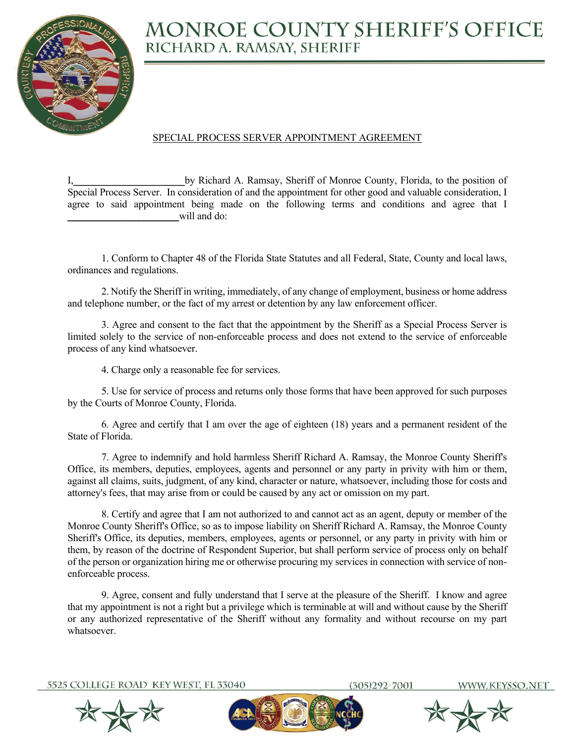# MONROE COUNTY SHERIFF'S OFFICE
## RICHARD A. RAMSAY, SHERIFF

SPECIAL PROCESS SERVER APPOINTMENT AGREEMENT

I,______________________by Richard A. Ramsay, Sheriff of Monroe County, Florida, to the position of Special Process Server. In consideration of and the appointment for other good and valuable consideration, I agree to said appointment being made on the following terms and conditions and agree that I ______________________will and do:

1. Conform to Chapter 48 of the Florida State Statutes and all Federal, State, County and local laws, ordinances and regulations.

2. Notify the Sheriff in writing, immediately, of any change of employment, business or home address and telephone number, or the fact of my arrest or detention by any law enforcement officer.

3. Agree and consent to the fact that the appointment by the Sheriff as a Special Process Server is limited solely to the service of non-enforceable process and does not extend to the service of enforceable process of any kind whatsoever.

4. Charge only a reasonable fee for services.

5. Use for service of process and returns only those forms that have been approved for such purposes by the Courts of Monroe County, Florida.

6. Agree and certify that I am over the age of eighteen (18) years and a permanent resident of the State of Florida.

7. Agree to indemnify and hold harmless Sheriff Richard A. Ramsay, the Monroe County Sheriff's Office, its members, deputies, employees, agents and personnel or any party in privity with him or them, against all claims, suits, judgment, of any kind, character or nature, whatsoever, including those for costs and attorney's fees, that may arise from or could be caused by any act or omission on my part.

8. Certify and agree that I am not authorized to and cannot act as an agent, deputy or member of the Monroe County Sheriff's Office, so as to impose liability on Sheriff Richard A. Ramsay, the Monroe County Sheriff's Office, its deputies, members, employees, agents or personnel, or any party in privity with him or them, by reason of the doctrine of Respondent Superior, but shall perform service of process only on behalf of the person or organization hiring me or otherwise procuring my services in connection with service of non-enforceable process.

9. Agree, consent and fully understand that I serve at the pleasure of the Sheriff. I know and agree that my appointment is not a right but a privilege which is terminable at will and without cause by the Sheriff or any authorized representative of the Sheriff without any formality and without recourse on my part whatsoever.

5525 COLLEGE ROAD KEY WEST, FL 33040 (305)292-7001 WWW.KEYSSO.NET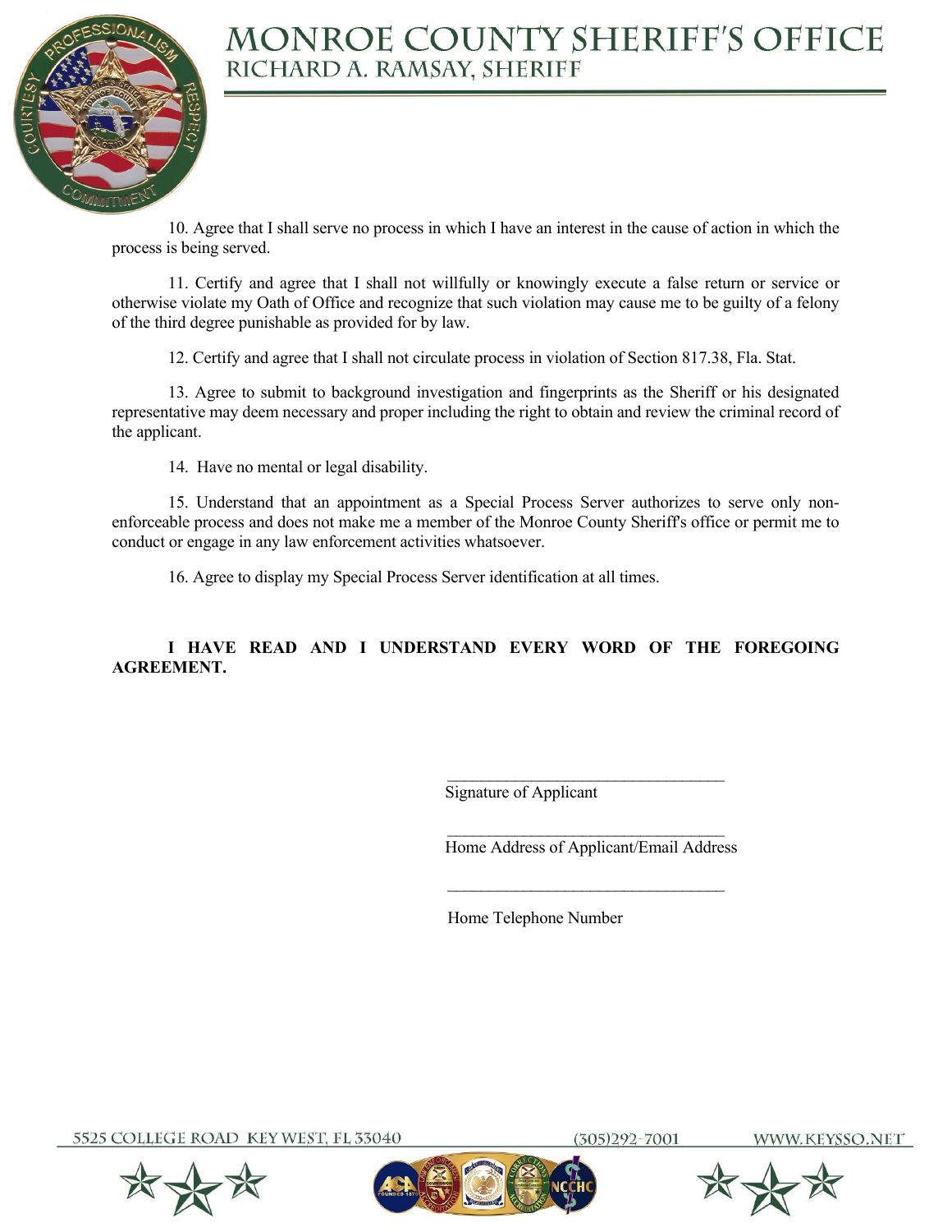10. Agree that I shall serve no process in which I have an interest in the cause of action in which the process is being served.

11. Certify and agree that I shall not willfully or knowingly execute a false return or service or otherwise violate my Oath of Office and recognize that such violation may cause me to be guilty of a felony of the third degree punishable as provided for by law.

12. Certify and agree that I shall not circulate process in violation of Section 817.38, Fla. Stat.

13. Agree to submit to background investigation and fingerprints as the Sheriff or his designated representative may deem necessary and proper including the right to obtain and review the criminal record of the applicant.

14. Have no mental or legal disability.

15. Understand that an appointment as a Special Process Server authorizes to serve only non-enforceable process and does not make me a member of the Monroe County Sheriff's office or permit me to conduct or engage in any law enforcement activities whatsoever.

16. Agree to display my Special Process Server identification at all times.

**I HAVE READ AND I UNDERSTAND EVERY WORD OF THE FOREGOING AGREEMENT.**

\_\_\_\_\_\_\_\_\_\_\_\_\_\_\_\_\_\_\_\_\_\_\_\_\_\_\_\_\_\_\_\_\_\_\_\_
Signature of Applicant

\_\_\_\_\_\_\_\_\_\_\_\_\_\_\_\_\_\_\_\_\_\_\_\_\_\_\_\_\_\_\_\_\_\_\_\_
Home Address of Applicant/Email Address

\_\_\_\_\_\_\_\_\_\_\_\_\_\_\_\_\_\_\_\_\_\_\_\_\_\_\_\_\_\_\_\_\_\_\_\_
Home Telephone Number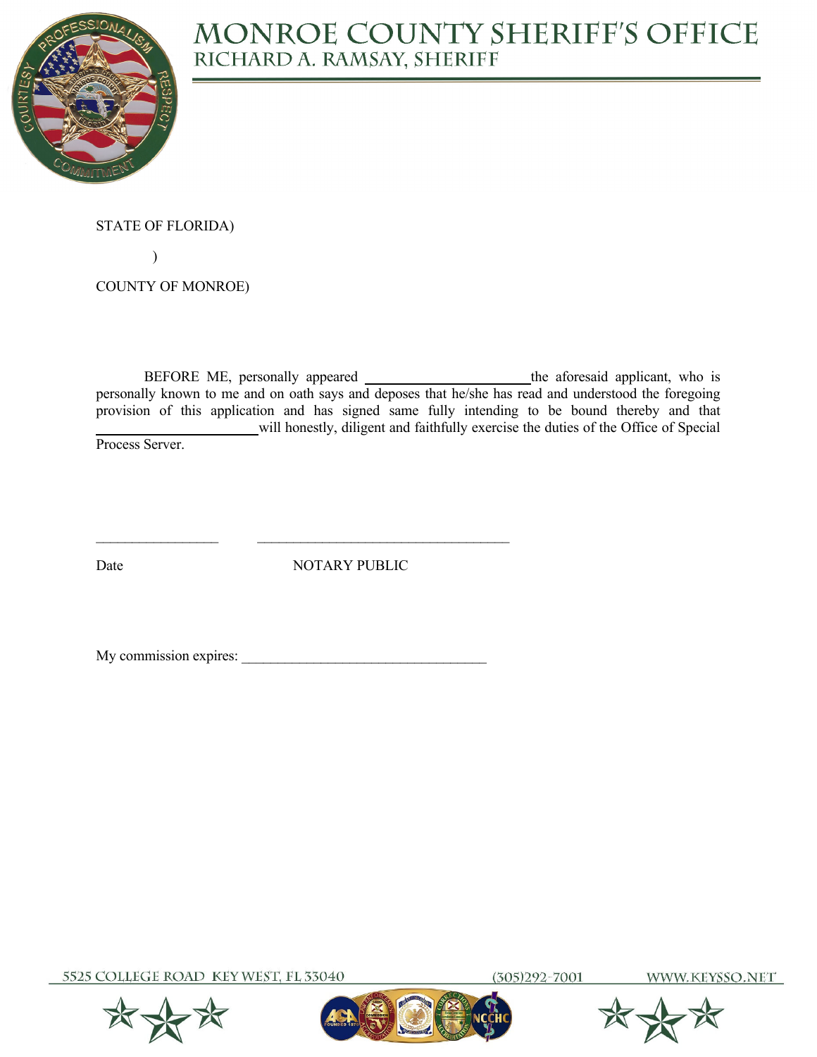# MONROE COUNTY SHERIFF'S OFFICE

## RICHARD A. RAMSAY, SHERIFF

STATE OF FLORIDA)

)

COUNTY OF MONROE)

BEFORE ME, personally appeared ______________________the aforesaid applicant, who is personally known to me and on oath says and deposes that he/she has read and understood the foregoing provision of this application and has signed same fully intending to be bound thereby and that ______________________will honestly, diligent and faithfully exercise the duties of the Office of Special Process Server.

_________________ ____________________________________

Date NOTARY PUBLIC

My commission expires: __________________________________

5525 COLLEGE ROAD KEY WEST, FL 33040 (305)292-7001 WWW.KEYSSO.NET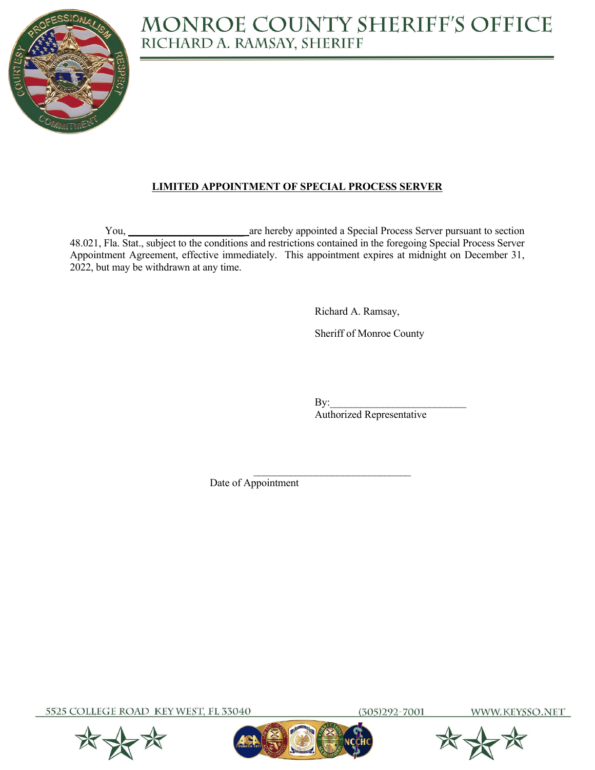# MONROE COUNTY SHERIFF'S OFFICE
## RICHARD A. RAMSAY, SHERIFF

**LIMITED APPOINTMENT OF SPECIAL PROCESS SERVER**

You, ______________________ are hereby appointed a Special Process Server pursuant to section 48.021, Fla. Stat., subject to the conditions and restrictions contained in the foregoing Special Process Server Appointment Agreement, effective immediately. This appointment expires at midnight on December 31, 2022, but may be withdrawn at any time.

Richard A. Ramsay,

Sheriff of Monroe County

By:__________________________
Authorized Representative

______________________________
Date of Appointment

5525 COLLEGE ROAD KEY WEST, FL 33040 (305)292-7001 WWW.KEYSSO.NET